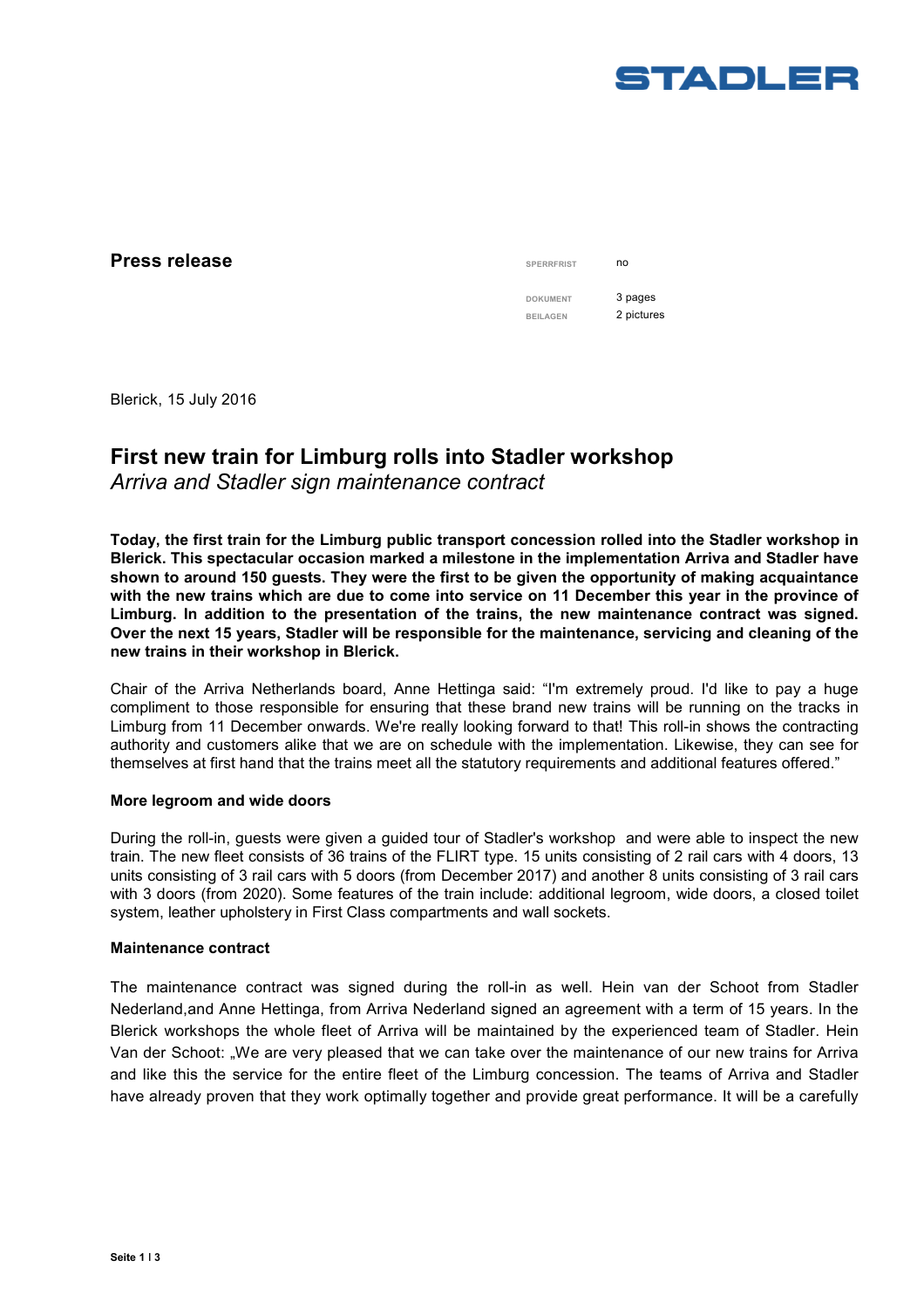**Press release**

| | |
|---|---|
| SPERRFRIST | no |
| DOKUMENT | 3 pages |
| BEILAGEN | 2 pictures |

Blerick, 15 July 2016

# First new train for Limburg rolls into Stadler workshop

*Arriva and Stadler sign maintenance contract*

**Today, the first train for the Limburg public transport concession rolled into the Stadler workshop in Blerick. This spectacular occasion marked a milestone in the implementation Arriva and Stadler have shown to around 150 guests. They were the first to be given the opportunity of making acquaintance with the new trains which are due to come into service on 11 December this year in the province of Limburg. In addition to the presentation of the trains, the new maintenance contract was signed. Over the next 15 years, Stadler will be responsible for the maintenance, servicing and cleaning of the new trains in their workshop in Blerick.**

Chair of the Arriva Netherlands board, Anne Hettinga said: "I'm extremely proud. I'd like to pay a huge compliment to those responsible for ensuring that these brand new trains will be running on the tracks in Limburg from 11 December onwards. We're really looking forward to that! This roll-in shows the contracting authority and customers alike that we are on schedule with the implementation. Likewise, they can see for themselves at first hand that the trains meet all the statutory requirements and additional features offered."

**More legroom and wide doors**

During the roll-in, guests were given a guided tour of Stadler's workshop and were able to inspect the new train. The new fleet consists of 36 trains of the FLIRT type. 15 units consisting of 2 rail cars with 4 doors, 13 units consisting of 3 rail cars with 5 doors (from December 2017) and another 8 units consisting of 3 rail cars with 3 doors (from 2020). Some features of the train include: additional legroom, wide doors, a closed toilet system, leather upholstery in First Class compartments and wall sockets.

**Maintenance contract**

The maintenance contract was signed during the roll-in as well. Hein van der Schoot from Stadler Nederland,and Anne Hettinga, from Arriva Nederland signed an agreement with a term of 15 years. In the Blerick workshops the whole fleet of Arriva will be maintained by the experienced team of Stadler. Hein Van der Schoot: „We are very pleased that we can take over the maintenance of our new trains for Arriva and like this the service for the entire fleet of the Limburg concession. The teams of Arriva and Stadler have already proven that they work optimally together and provide great performance. It will be a carefully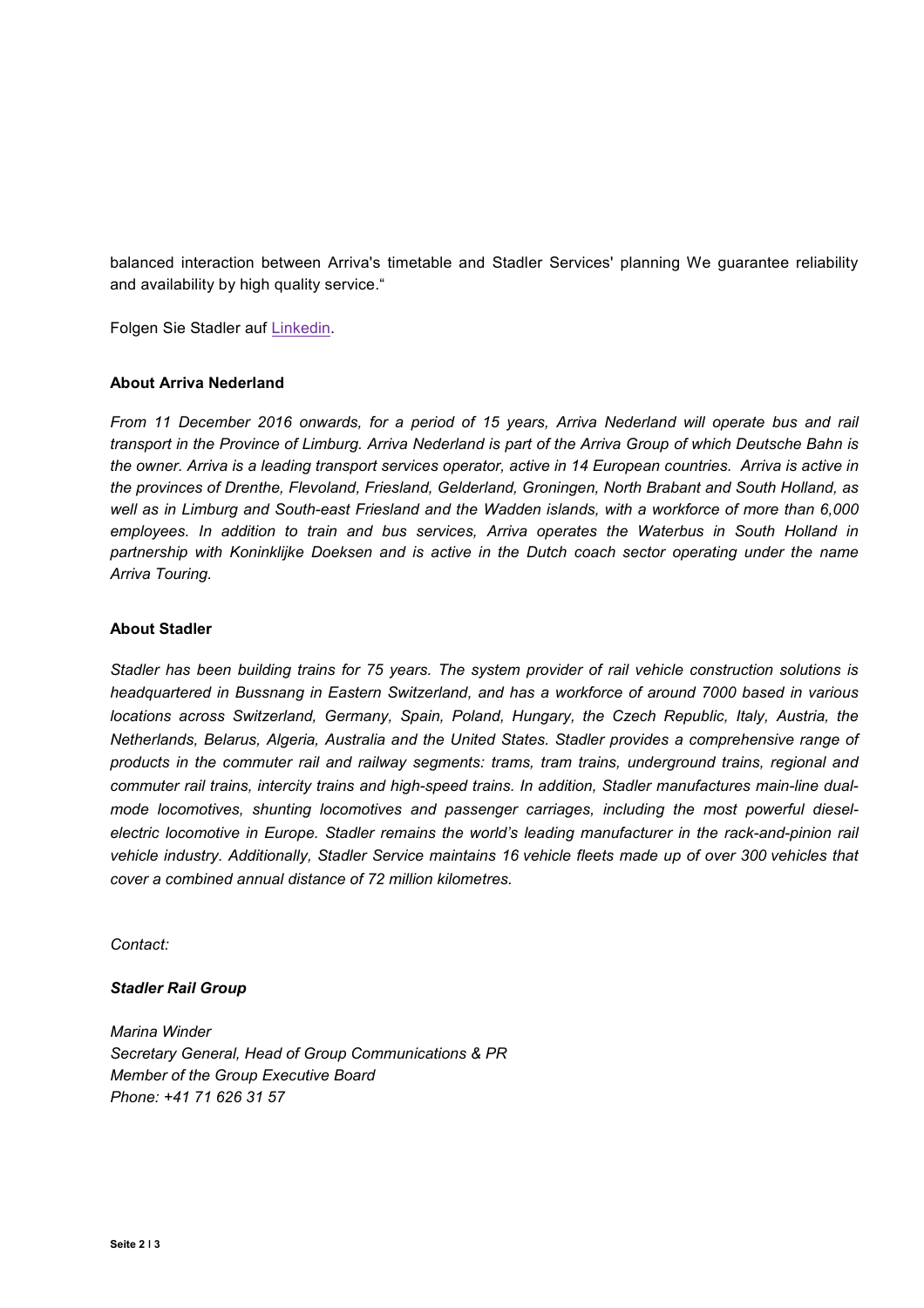balanced interaction between Arriva's timetable and Stadler Services' planning We guarantee reliability and availability by high quality service."

Folgen Sie Stadler auf [Linkedin](Linkedin).

**About Arriva Nederland**

*From 11 December 2016 onwards, for a period of 15 years, Arriva Nederland will operate bus and rail transport in the Province of Limburg. Arriva Nederland is part of the Arriva Group of which Deutsche Bahn is the owner. Arriva is a leading transport services operator, active in 14 European countries. Arriva is active in the provinces of Drenthe, Flevoland, Friesland, Gelderland, Groningen, North Brabant and South Holland, as well as in Limburg and South-east Friesland and the Wadden islands, with a workforce of more than 6,000 employees. In addition to train and bus services, Arriva operates the Waterbus in South Holland in partnership with Koninklijke Doeksen and is active in the Dutch coach sector operating under the name Arriva Touring.*

**About Stadler**

*Stadler has been building trains for 75 years. The system provider of rail vehicle construction solutions is headquartered in Bussnang in Eastern Switzerland, and has a workforce of around 7000 based in various locations across Switzerland, Germany, Spain, Poland, Hungary, the Czech Republic, Italy, Austria, the Netherlands, Belarus, Algeria, Australia and the United States. Stadler provides a comprehensive range of products in the commuter rail and railway segments: trams, tram trains, underground trains, regional and commuter rail trains, intercity trains and high-speed trains. In addition, Stadler manufactures main-line dual-mode locomotives, shunting locomotives and passenger carriages, including the most powerful diesel-electric locomotive in Europe. Stadler remains the world's leading manufacturer in the rack-and-pinion rail vehicle industry. Additionally, Stadler Service maintains 16 vehicle fleets made up of over 300 vehicles that cover a combined annual distance of 72 million kilometres.*

*Contact:*

***Stadler Rail Group***

*Marina Winder*
*Secretary General, Head of Group Communications & PR*
*Member of the Group Executive Board*
*Phone: +41 71 626 31 57*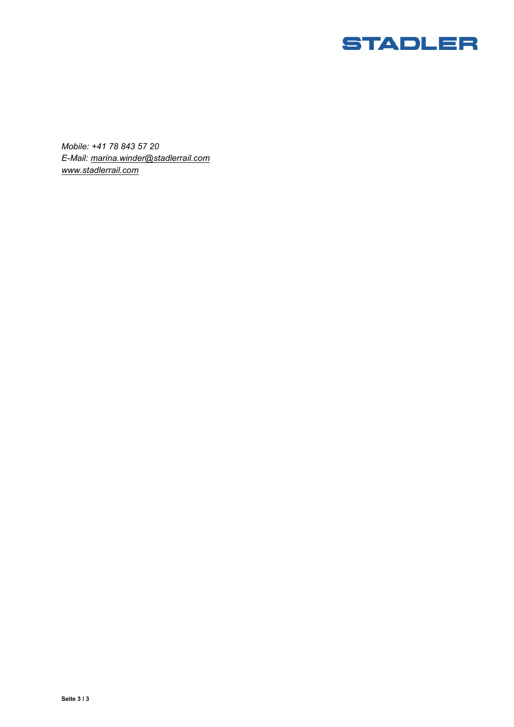*Mobile: +41 78 843 57 20*
*E-Mail: marina.winder@stadlerrail.com*
*www.stadlerrail.com*